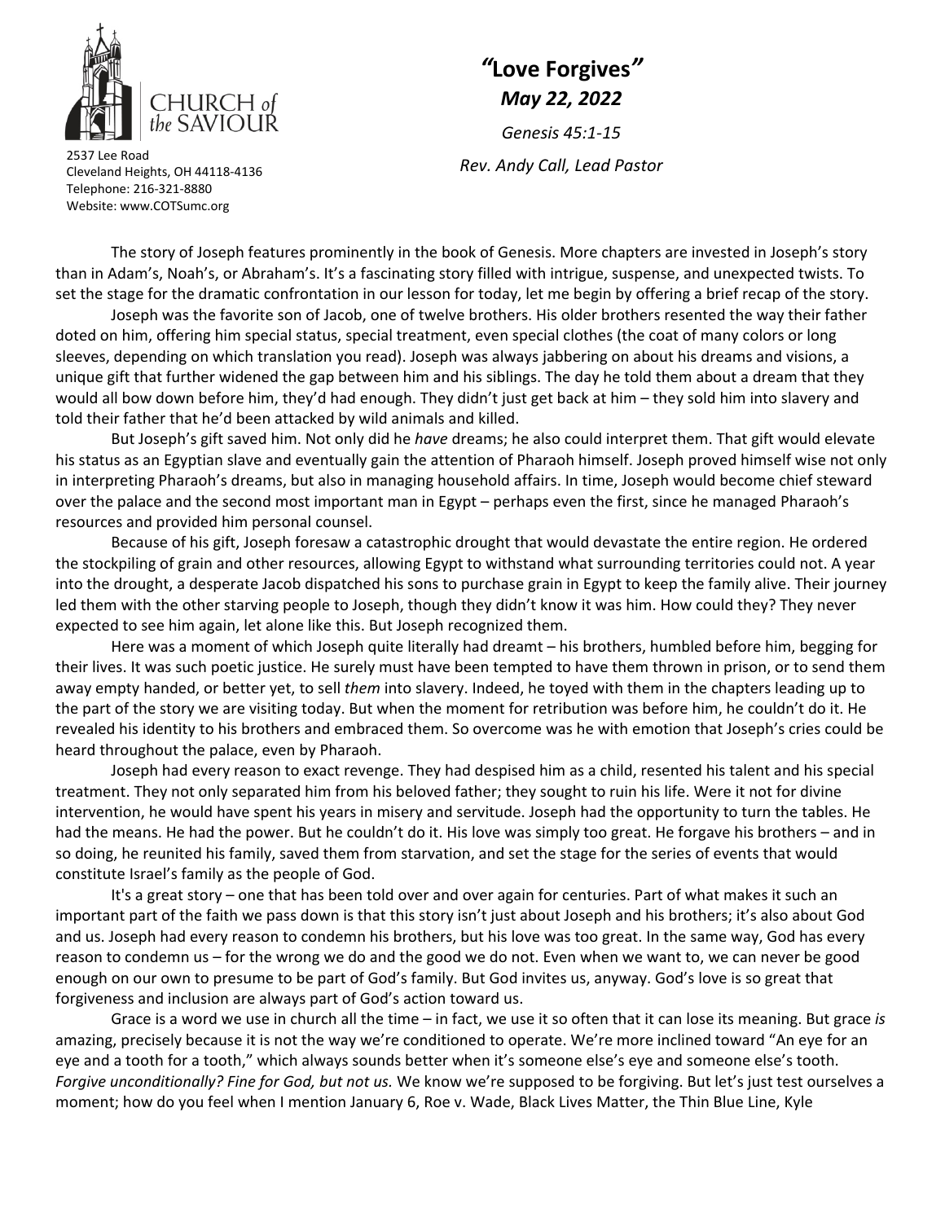CHURCH *of* *the* SAVIOUR

2537 Lee Road
Cleveland Heights, OH 44118-4136
Telephone: 216-321-8880
Website: www.COTSumc.org

# *"Love Forgives"*

## *May 22, 2022*

*Genesis 45:1-15*

*Rev. Andy Call, Lead Pastor*

The story of Joseph features prominently in the book of Genesis. More chapters are invested in Joseph's story than in Adam's, Noah's, or Abraham's. It's a fascinating story filled with intrigue, suspense, and unexpected twists. To set the stage for the dramatic confrontation in our lesson for today, let me begin by offering a brief recap of the story.

Joseph was the favorite son of Jacob, one of twelve brothers. His older brothers resented the way their father doted on him, offering him special status, special treatment, even special clothes (the coat of many colors or long sleeves, depending on which translation you read). Joseph was always jabbering on about his dreams and visions, a unique gift that further widened the gap between him and his siblings. The day he told them about a dream that they would all bow down before him, they'd had enough. They didn't just get back at him – they sold him into slavery and told their father that he'd been attacked by wild animals and killed.

But Joseph's gift saved him. Not only did he *have* dreams; he also could interpret them. That gift would elevate his status as an Egyptian slave and eventually gain the attention of Pharaoh himself. Joseph proved himself wise not only in interpreting Pharaoh's dreams, but also in managing household affairs. In time, Joseph would become chief steward over the palace and the second most important man in Egypt – perhaps even the first, since he managed Pharaoh's resources and provided him personal counsel.

Because of his gift, Joseph foresaw a catastrophic drought that would devastate the entire region. He ordered the stockpiling of grain and other resources, allowing Egypt to withstand what surrounding territories could not. A year into the drought, a desperate Jacob dispatched his sons to purchase grain in Egypt to keep the family alive. Their journey led them with the other starving people to Joseph, though they didn't know it was him. How could they? They never expected to see him again, let alone like this. But Joseph recognized them.

Here was a moment of which Joseph quite literally had dreamt – his brothers, humbled before him, begging for their lives. It was such poetic justice. He surely must have been tempted to have them thrown in prison, or to send them away empty handed, or better yet, to sell *them* into slavery. Indeed, he toyed with them in the chapters leading up to the part of the story we are visiting today. But when the moment for retribution was before him, he couldn't do it. He revealed his identity to his brothers and embraced them. So overcome was he with emotion that Joseph's cries could be heard throughout the palace, even by Pharaoh.

Joseph had every reason to exact revenge. They had despised him as a child, resented his talent and his special treatment. They not only separated him from his beloved father; they sought to ruin his life. Were it not for divine intervention, he would have spent his years in misery and servitude. Joseph had the opportunity to turn the tables. He had the means. He had the power. But he couldn't do it. His love was simply too great. He forgave his brothers – and in so doing, he reunited his family, saved them from starvation, and set the stage for the series of events that would constitute Israel's family as the people of God.

It's a great story – one that has been told over and over again for centuries. Part of what makes it such an important part of the faith we pass down is that this story isn't just about Joseph and his brothers; it's also about God and us. Joseph had every reason to condemn his brothers, but his love was too great. In the same way, God has every reason to condemn us – for the wrong we do and the good we do not. Even when we want to, we can never be good enough on our own to presume to be part of God's family. But God invites us, anyway. God's love is so great that forgiveness and inclusion are always part of God's action toward us.

Grace is a word we use in church all the time – in fact, we use it so often that it can lose its meaning. But grace *is* amazing, precisely because it is not the way we're conditioned to operate. We're more inclined toward "An eye for an eye and a tooth for a tooth," which always sounds better when it's someone else's eye and someone else's tooth. *Forgive unconditionally? Fine for God, but not us.* We know we're supposed to be forgiving. But let's just test ourselves a moment; how do you feel when I mention January 6, Roe v. Wade, Black Lives Matter, the Thin Blue Line, Kyle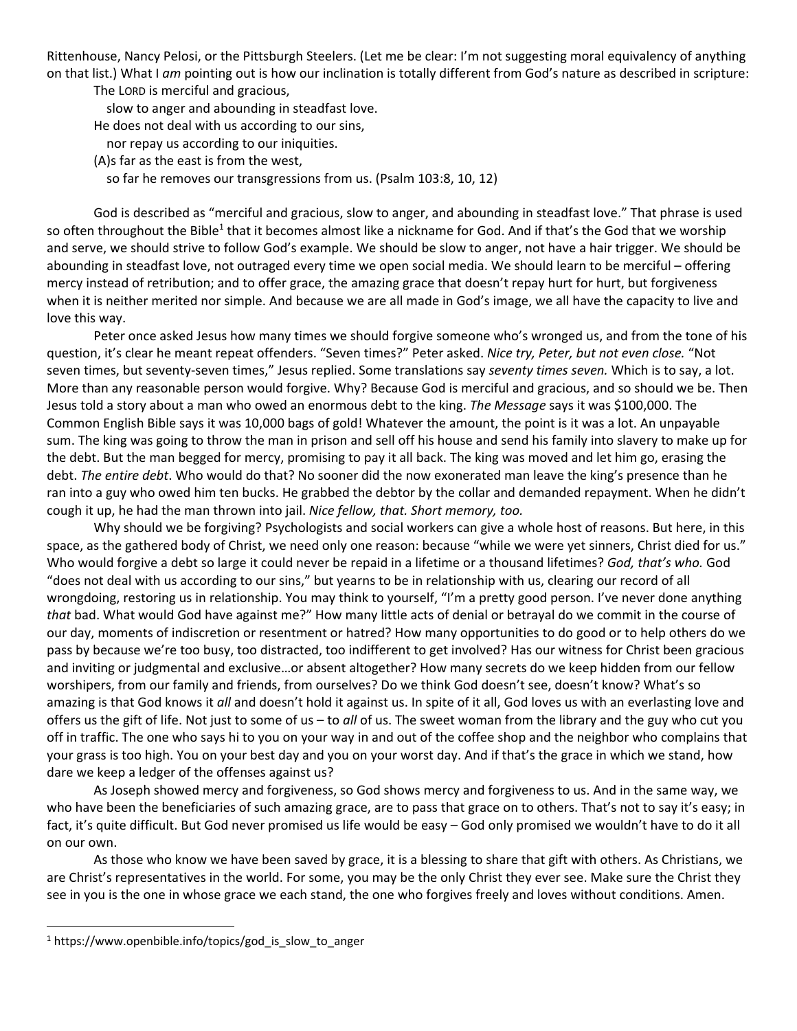Rittenhouse, Nancy Pelosi, or the Pittsburgh Steelers. (Let me be clear: I'm not suggesting moral equivalency of anything on that list.) What I *am* pointing out is how our inclination is totally different from God's nature as described in scripture:

> The LORD is merciful and gracious,
> slow to anger and abounding in steadfast love.
> He does not deal with us according to our sins,
> nor repay us according to our iniquities.
> (A)s far as the east is from the west,
> so far he removes our transgressions from us. (Psalm 103:8, 10, 12)

God is described as "merciful and gracious, slow to anger, and abounding in steadfast love." That phrase is used so often throughout the Bible[1] that it becomes almost like a nickname for God. And if that's the God that we worship and serve, we should strive to follow God's example. We should be slow to anger, not have a hair trigger. We should be abounding in steadfast love, not outraged every time we open social media. We should learn to be merciful – offering mercy instead of retribution; and to offer grace, the amazing grace that doesn't repay hurt for hurt, but forgiveness when it is neither merited nor simple. And because we are all made in God's image, we all have the capacity to live and love this way.

Peter once asked Jesus how many times we should forgive someone who's wronged us, and from the tone of his question, it's clear he meant repeat offenders. "Seven times?" Peter asked. *Nice try, Peter, but not even close.* "Not seven times, but seventy-seven times," Jesus replied. Some translations say *seventy times seven.* Which is to say, a lot. More than any reasonable person would forgive. Why? Because God is merciful and gracious, and so should we be. Then Jesus told a story about a man who owed an enormous debt to the king. *The Message* says it was $100,000. The Common English Bible says it was 10,000 bags of gold! Whatever the amount, the point is it was a lot. An unpayable sum. The king was going to throw the man in prison and sell off his house and send his family into slavery to make up for the debt. But the man begged for mercy, promising to pay it all back. The king was moved and let him go, erasing the debt. *The entire debt*. Who would do that? No sooner did the now exonerated man leave the king's presence than he ran into a guy who owed him ten bucks. He grabbed the debtor by the collar and demanded repayment. When he didn't cough it up, he had the man thrown into jail. *Nice fellow, that. Short memory, too.*

Why should we be forgiving? Psychologists and social workers can give a whole host of reasons. But here, in this space, as the gathered body of Christ, we need only one reason: because "while we were yet sinners, Christ died for us." Who would forgive a debt so large it could never be repaid in a lifetime or a thousand lifetimes? *God, that's who.* God "does not deal with us according to our sins," but yearns to be in relationship with us, clearing our record of all wrongdoing, restoring us in relationship. You may think to yourself, "I'm a pretty good person. I've never done anything *that* bad. What would God have against me?" How many little acts of denial or betrayal do we commit in the course of our day, moments of indiscretion or resentment or hatred? How many opportunities to do good or to help others do we pass by because we're too busy, too distracted, too indifferent to get involved? Has our witness for Christ been gracious and inviting or judgmental and exclusive…or absent altogether? How many secrets do we keep hidden from our fellow worshipers, from our family and friends, from ourselves? Do we think God doesn't see, doesn't know? What's so amazing is that God knows it *all* and doesn't hold it against us. In spite of it all, God loves us with an everlasting love and offers us the gift of life. Not just to some of us – to *all* of us. The sweet woman from the library and the guy who cut you off in traffic. The one who says hi to you on your way in and out of the coffee shop and the neighbor who complains that your grass is too high. You on your best day and you on your worst day. And if that's the grace in which we stand, how dare we keep a ledger of the offenses against us?

As Joseph showed mercy and forgiveness, so God shows mercy and forgiveness to us. And in the same way, we who have been the beneficiaries of such amazing grace, are to pass that grace on to others. That's not to say it's easy; in fact, it's quite difficult. But God never promised us life would be easy – God only promised we wouldn't have to do it all on our own.

As those who know we have been saved by grace, it is a blessing to share that gift with others. As Christians, we are Christ's representatives in the world. For some, you may be the only Christ they ever see. Make sure the Christ they see in you is the one in whose grace we each stand, the one who forgives freely and loves without conditions. Amen.

---

[1] https://www.openbible.info/topics/god_is_slow_to_anger